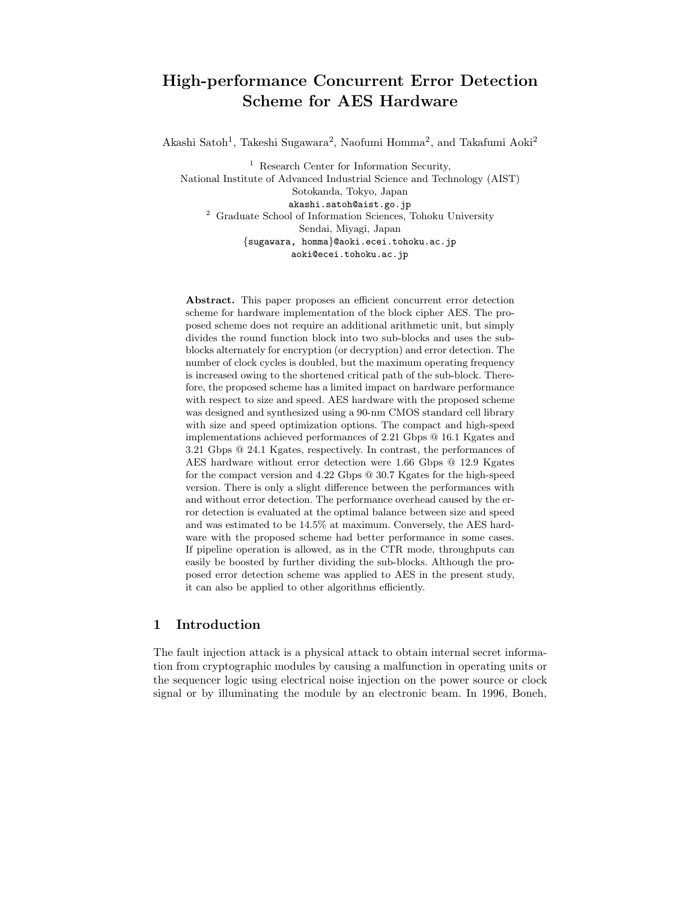# High-performance Concurrent Error Detection Scheme for AES Hardware

Akashi Satoh[1], Takeshi Sugawara[2], Naofumi Homma[2], and Takafumi Aoki[2]

[1] Research Center for Information Security,
National Institute of Advanced Industrial Science and Technology (AIST)
Sotokanda, Tokyo, Japan
akashi.satoh@aist.go.jp

[2] Graduate School of Information Sciences, Tohoku University
Sendai, Miyagi, Japan
{sugawara, homma}@aoki.ecei.tohoku.ac.jp
aoki@ecei.tohoku.ac.jp

**Abstract.** This paper proposes an efficient concurrent error detection scheme for hardware implementation of the block cipher AES. The proposed scheme does not require an additional arithmetic unit, but simply divides the round function block into two sub-blocks and uses the sub-blocks alternately for encryption (or decryption) and error detection. The number of clock cycles is doubled, but the maximum operating frequency is increased owing to the shortened critical path of the sub-block. Therefore, the proposed scheme has a limited impact on hardware performance with respect to size and speed. AES hardware with the proposed scheme was designed and synthesized using a 90-nm CMOS standard cell library with size and speed optimization options. The compact and high-speed implementations achieved performances of 2.21 Gbps @ 16.1 Kgates and 3.21 Gbps @ 24.1 Kgates, respectively. In contrast, the performances of AES hardware without error detection were 1.66 Gbps @ 12.9 Kgates for the compact version and 4.22 Gbps @ 30.7 Kgates for the high-speed version. There is only a slight difference between the performances with and without error detection. The performance overhead caused by the error detection is evaluated at the optimal balance between size and speed and was estimated to be 14.5% at maximum. Conversely, the AES hardware with the proposed scheme had better performance in some cases. If pipeline operation is allowed, as in the CTR mode, throughputs can easily be boosted by further dividing the sub-blocks. Although the proposed error detection scheme was applied to AES in the present study, it can also be applied to other algorithms efficiently.

## 1 Introduction

The fault injection attack is a physical attack to obtain internal secret information from cryptographic modules by causing a malfunction in operating units or the sequencer logic using electrical noise injection on the power source or clock signal or by illuminating the module by an electronic beam. In 1996, Boneh,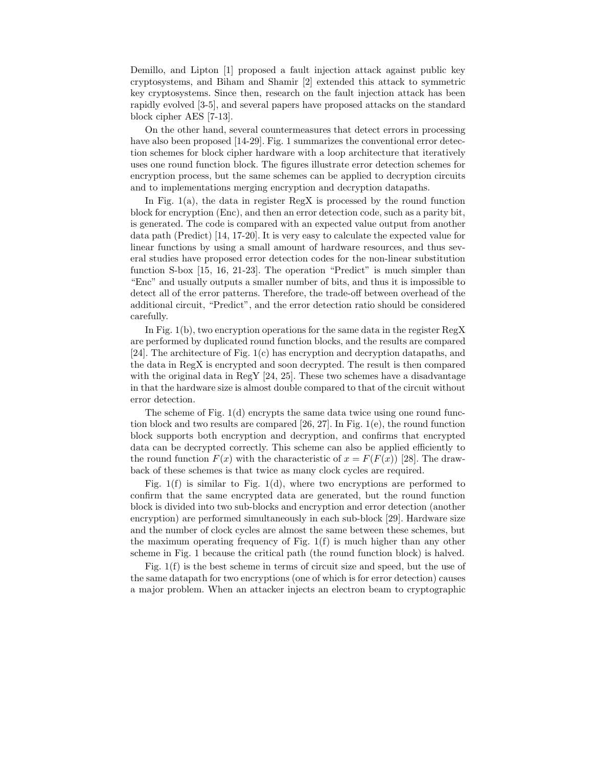Demillo, and Lipton [1] proposed a fault injection attack against public key cryptosystems, and Biham and Shamir [2] extended this attack to symmetric key cryptosystems. Since then, research on the fault injection attack has been rapidly evolved [3-5], and several papers have proposed attacks on the standard block cipher AES [7-13].

On the other hand, several countermeasures that detect errors in processing have also been proposed [14-29]. Fig. 1 summarizes the conventional error detection schemes for block cipher hardware with a loop architecture that iteratively uses one round function block. The figures illustrate error detection schemes for encryption process, but the same schemes can be applied to decryption circuits and to implementations merging encryption and decryption datapaths.

In Fig. 1(a), the data in register RegX is processed by the round function block for encryption (Enc), and then an error detection code, such as a parity bit, is generated. The code is compared with an expected value output from another data path (Predict) [14, 17-20]. It is very easy to calculate the expected value for linear functions by using a small amount of hardware resources, and thus several studies have proposed error detection codes for the non-linear substitution function S-box [15, 16, 21-23]. The operation "Predict" is much simpler than "Enc" and usually outputs a smaller number of bits, and thus it is impossible to detect all of the error patterns. Therefore, the trade-off between overhead of the additional circuit, "Predict", and the error detection ratio should be considered carefully.

In Fig. 1(b), two encryption operations for the same data in the register RegX are performed by duplicated round function blocks, and the results are compared [24]. The architecture of Fig. 1(c) has encryption and decryption datapaths, and the data in RegX is encrypted and soon decrypted. The result is then compared with the original data in RegY [24, 25]. These two schemes have a disadvantage in that the hardware size is almost double compared to that of the circuit without error detection.

The scheme of Fig. 1(d) encrypts the same data twice using one round function block and two results are compared [26, 27]. In Fig. 1(e), the round function block supports both encryption and decryption, and confirms that encrypted data can be decrypted correctly. This scheme can also be applied efficiently to the round function $F(x)$ with the characteristic of $x = F(F(x))$ [28]. The drawback of these schemes is that twice as many clock cycles are required.

Fig. 1(f) is similar to Fig. 1(d), where two encryptions are performed to confirm that the same encrypted data are generated, but the round function block is divided into two sub-blocks and encryption and error detection (another encryption) are performed simultaneously in each sub-block [29]. Hardware size and the number of clock cycles are almost the same between these schemes, but the maximum operating frequency of Fig. 1(f) is much higher than any other scheme in Fig. 1 because the critical path (the round function block) is halved.

Fig. 1(f) is the best scheme in terms of circuit size and speed, but the use of the same datapath for two encryptions (one of which is for error detection) causes a major problem. When an attacker injects an electron beam to cryptographic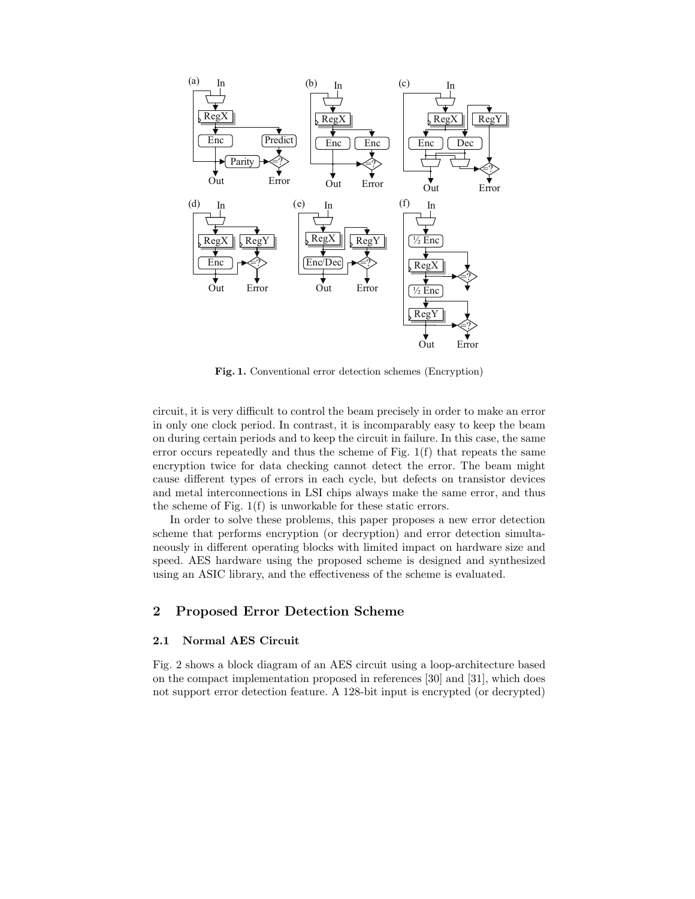**Fig. 1.** Conventional error detection schemes (Encryption)

circuit, it is very difficult to control the beam precisely in order to make an error in only one clock period. In contrast, it is incomparably easy to keep the beam on during certain periods and to keep the circuit in failure. In this case, the same error occurs repeatedly and thus the scheme of Fig. 1(f) that repeats the same encryption twice for data checking cannot detect the error. The beam might cause different types of errors in each cycle, but defects on transistor devices and metal interconnections in LSI chips always make the same error, and thus the scheme of Fig. 1(f) is unworkable for these static errors.

In order to solve these problems, this paper proposes a new error detection scheme that performs encryption (or decryption) and error detection simultaneously in different operating blocks with limited impact on hardware size and speed. AES hardware using the proposed scheme is designed and synthesized using an ASIC library, and the effectiveness of the scheme is evaluated.

## 2 Proposed Error Detection Scheme

### 2.1 Normal AES Circuit

Fig. 2 shows a block diagram of an AES circuit using a loop-architecture based on the compact implementation proposed in references [30] and [31], which does not support error detection feature. A 128-bit input is encrypted (or decrypted)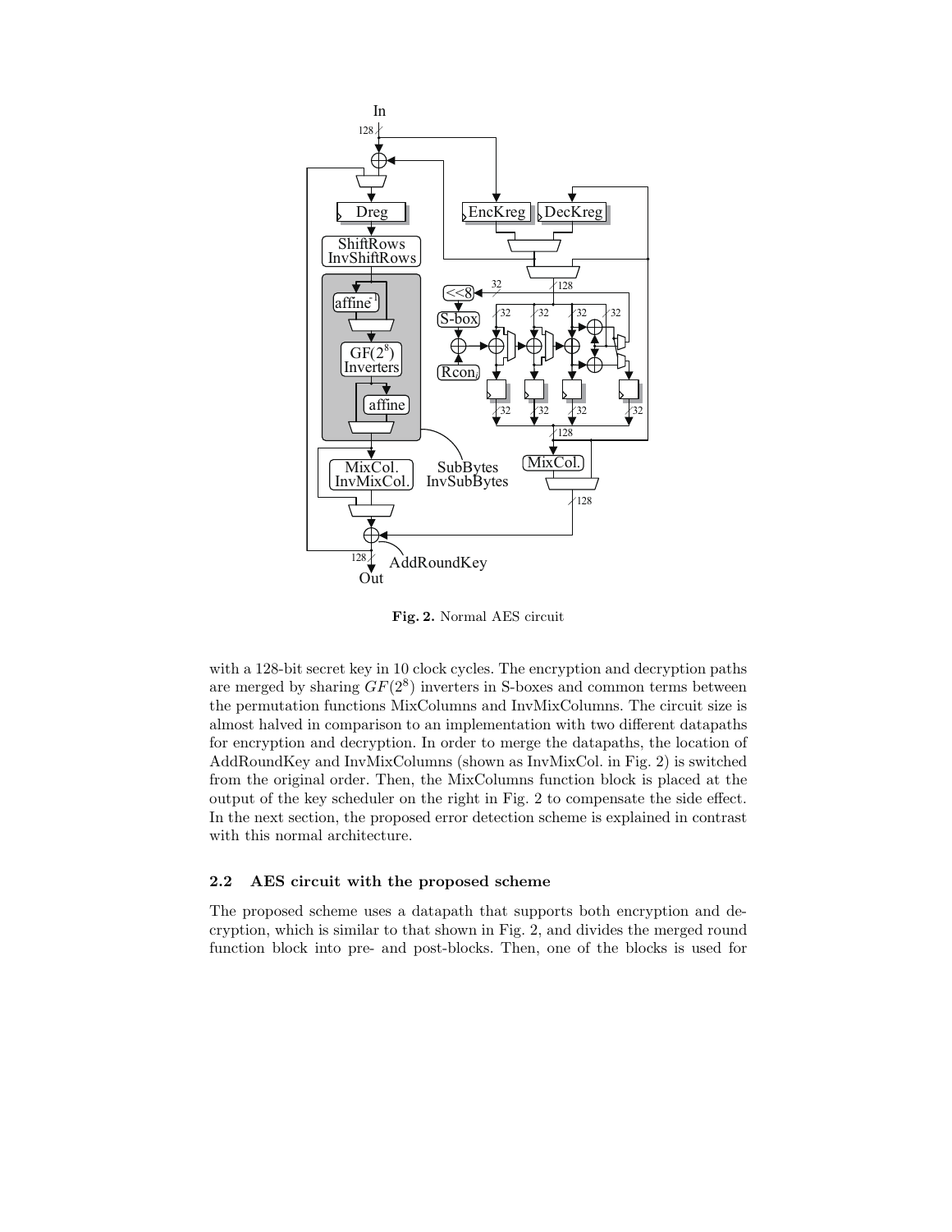**Fig. 2.** Normal AES circuit

with a 128-bit secret key in 10 clock cycles. The encryption and decryption paths are merged by sharing $GF(2^8)$ inverters in S-boxes and common terms between the permutation functions MixColumns and InvMixColumns. The circuit size is almost halved in comparison to an implementation with two different datapaths for encryption and decryption. In order to merge the datapaths, the location of AddRoundKey and InvMixColumns (shown as InvMixCol. in Fig. 2) is switched from the original order. Then, the MixColumns function block is placed at the output of the key scheduler on the right in Fig. 2 to compensate the side effect. In the next section, the proposed error detection scheme is explained in contrast with this normal architecture.

### 2.2 AES circuit with the proposed scheme

The proposed scheme uses a datapath that supports both encryption and decryption, which is similar to that shown in Fig. 2, and divides the merged round function block into pre- and post-blocks. Then, one of the blocks is used for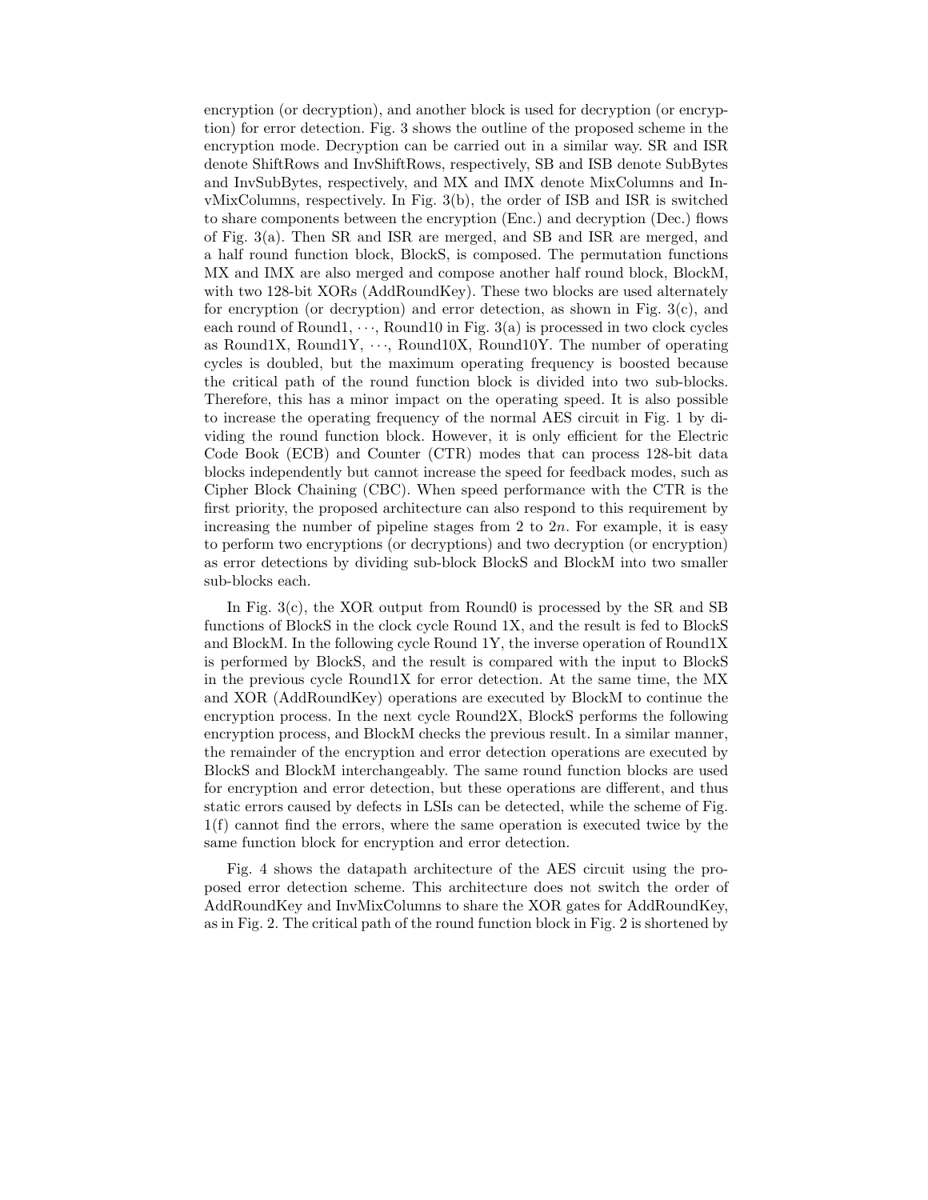encryption (or decryption), and another block is used for decryption (or encryption) for error detection. Fig. 3 shows the outline of the proposed scheme in the encryption mode. Decryption can be carried out in a similar way. SR and ISR denote ShiftRows and InvShiftRows, respectively, SB and ISB denote SubBytes and InvSubBytes, respectively, and MX and IMX denote MixColumns and InvMixColumns, respectively. In Fig. 3(b), the order of ISB and ISR is switched to share components between the encryption (Enc.) and decryption (Dec.) flows of Fig. 3(a). Then SR and ISR are merged, and SB and ISR are merged, and a half round function block, BlockS, is composed. The permutation functions MX and IMX are also merged and compose another half round block, BlockM, with two 128-bit XORs (AddRoundKey). These two blocks are used alternately for encryption (or decryption) and error detection, as shown in Fig. 3(c), and each round of Round1, $\cdots$, Round10 in Fig. 3(a) is processed in two clock cycles as Round1X, Round1Y, $\cdots$, Round10X, Round10Y. The number of operating cycles is doubled, but the maximum operating frequency is boosted because the critical path of the round function block is divided into two sub-blocks. Therefore, this has a minor impact on the operating speed. It is also possible to increase the operating frequency of the normal AES circuit in Fig. 1 by dividing the round function block. However, it is only efficient for the Electric Code Book (ECB) and Counter (CTR) modes that can process 128-bit data blocks independently but cannot increase the speed for feedback modes, such as Cipher Block Chaining (CBC). When speed performance with the CTR is the first priority, the proposed architecture can also respond to this requirement by increasing the number of pipeline stages from 2 to $2n$. For example, it is easy to perform two encryptions (or decryptions) and two decryption (or encryption) as error detections by dividing sub-block BlockS and BlockM into two smaller sub-blocks each.

In Fig. 3(c), the XOR output from Round0 is processed by the SR and SB functions of BlockS in the clock cycle Round 1X, and the result is fed to BlockS and BlockM. In the following cycle Round 1Y, the inverse operation of Round1X is performed by BlockS, and the result is compared with the input to BlockS in the previous cycle Round1X for error detection. At the same time, the MX and XOR (AddRoundKey) operations are executed by BlockM to continue the encryption process. In the next cycle Round2X, BlockS performs the following encryption process, and BlockM checks the previous result. In a similar manner, the remainder of the encryption and error detection operations are executed by BlockS and BlockM interchangeably. The same round function blocks are used for encryption and error detection, but these operations are different, and thus static errors caused by defects in LSIs can be detected, while the scheme of Fig. 1(f) cannot find the errors, where the same operation is executed twice by the same function block for encryption and error detection.

Fig. 4 shows the datapath architecture of the AES circuit using the proposed error detection scheme. This architecture does not switch the order of AddRoundKey and InvMixColumns to share the XOR gates for AddRoundKey, as in Fig. 2. The critical path of the round function block in Fig. 2 is shortened by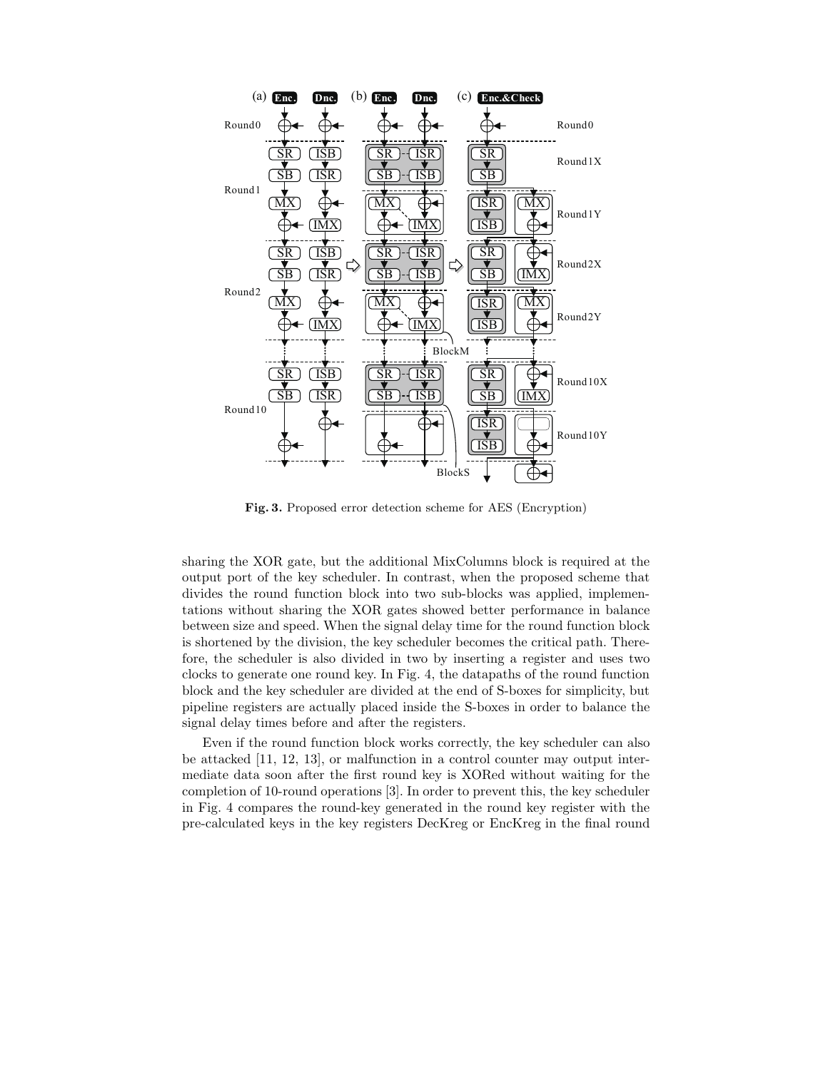**Fig. 3.** Proposed error detection scheme for AES (Encryption)

sharing the XOR gate, but the additional MixColumns block is required at the output port of the key scheduler. In contrast, when the proposed scheme that divides the round function block into two sub-blocks was applied, implementations without sharing the XOR gates showed better performance in balance between size and speed. When the signal delay time for the round function block is shortened by the division, the key scheduler becomes the critical path. Therefore, the scheduler is also divided in two by inserting a register and uses two clocks to generate one round key. In Fig. 4, the datapaths of the round function block and the key scheduler are divided at the end of S-boxes for simplicity, but pipeline registers are actually placed inside the S-boxes in order to balance the signal delay times before and after the registers.

Even if the round function block works correctly, the key scheduler can also be attacked [11, 12, 13], or malfunction in a control counter may output intermediate data soon after the first round key is XORed without waiting for the completion of 10-round operations [3]. In order to prevent this, the key scheduler in Fig. 4 compares the round-key generated in the round key register with the pre-calculated keys in the key registers DecKreg or EncKreg in the final round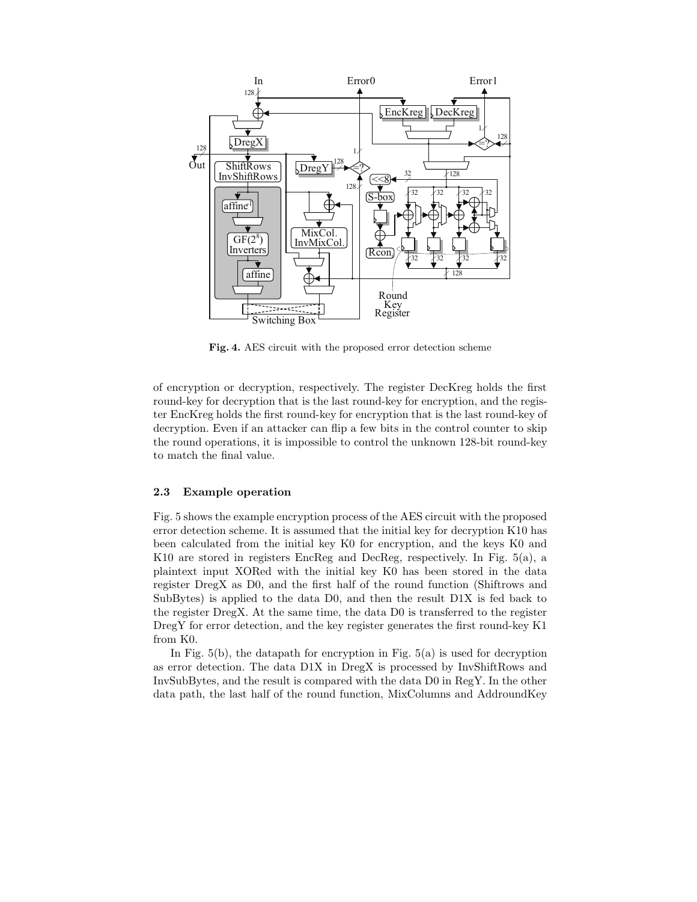**Fig. 4.** AES circuit with the proposed error detection scheme

of encryption or decryption, respectively. The register DecKreg holds the first round-key for decryption that is the last round-key for encryption, and the register EncKreg holds the first round-key for encryption that is the last round-key of decryption. Even if an attacker can flip a few bits in the control counter to skip the round operations, it is impossible to control the unknown 128-bit round-key to match the final value.

### 2.3 Example operation

Fig. 5 shows the example encryption process of the AES circuit with the proposed error detection scheme. It is assumed that the initial key for decryption K10 has been calculated from the initial key K0 for encryption, and the keys K0 and K10 are stored in registers EncReg and DecReg, respectively. In Fig. 5(a), a plaintext input XORed with the initial key K0 has been stored in the data register DregX as D0, and the first half of the round function (Shiftrows and SubBytes) is applied to the data D0, and then the result D1X is fed back to the register DregX. At the same time, the data D0 is transferred to the register DregY for error detection, and the key register generates the first round-key K1 from K0.

In Fig. 5(b), the datapath for encryption in Fig. 5(a) is used for decryption as error detection. The data D1X in DregX is processed by InvShiftRows and InvSubBytes, and the result is compared with the data D0 in RegY. In the other data path, the last half of the round function, MixColumns and AddroundKey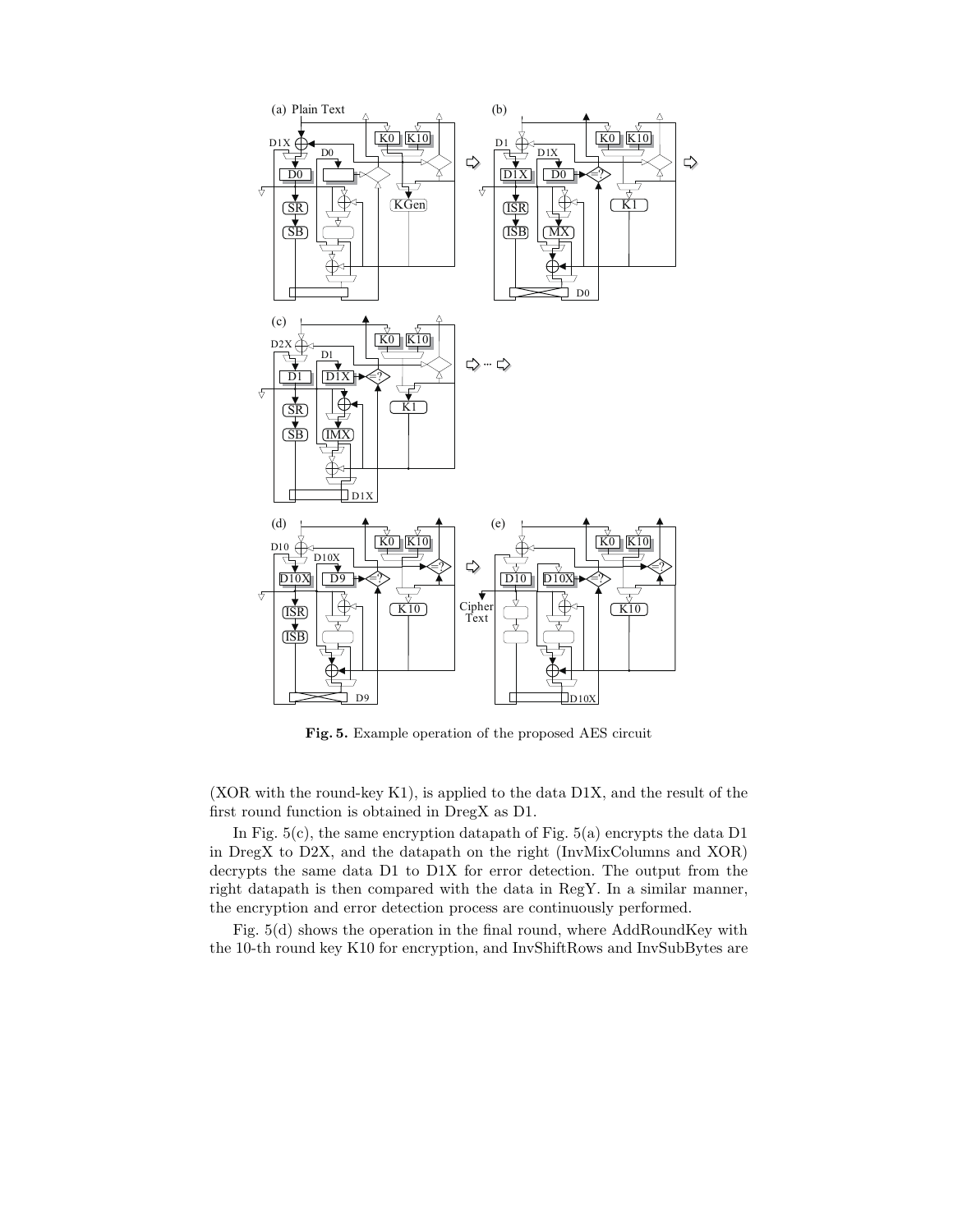**Fig. 5.** Example operation of the proposed AES circuit

(XOR with the round-key K1), is applied to the data D1X, and the result of the first round function is obtained in DregX as D1.

In Fig. 5(c), the same encryption datapath of Fig. 5(a) encrypts the data D1 in DregX to D2X, and the datapath on the right (InvMixColumns and XOR) decrypts the same data D1 to D1X for error detection. The output from the right datapath is then compared with the data in RegY. In a similar manner, the encryption and error detection process are continuously performed.

Fig. 5(d) shows the operation in the final round, where AddRoundKey with the 10-th round key K10 for encryption, and InvShiftRows and InvSubBytes are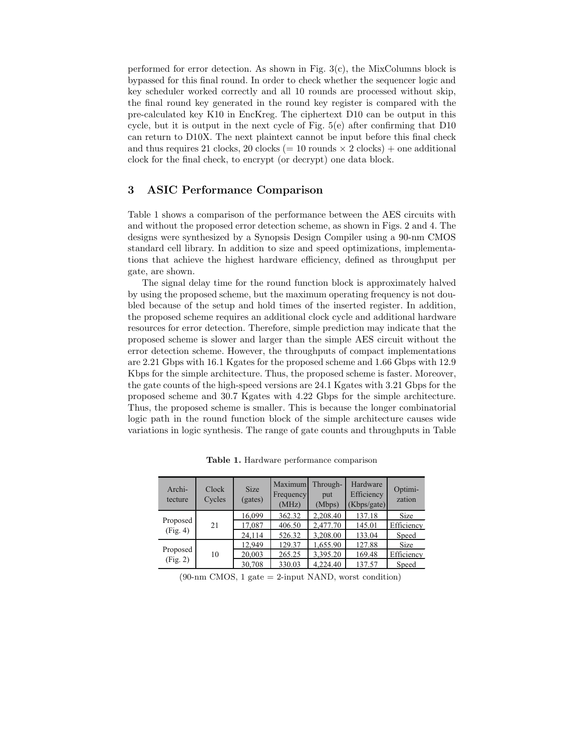performed for error detection. As shown in Fig. 3(c), the MixColumns block is bypassed for this final round. In order to check whether the sequencer logic and key scheduler worked correctly and all 10 rounds are processed without skip, the final round key generated in the round key register is compared with the pre-calculated key K10 in EncKreg. The ciphertext D10 can be output in this cycle, but it is output in the next cycle of Fig. 5(e) after confirming that D10 can return to D10X. The next plaintext cannot be input before this final check and thus requires 21 clocks, 20 clocks (= 10 rounds × 2 clocks) + one additional clock for the final check, to encrypt (or decrypt) one data block.

## 3 ASIC Performance Comparison

Table 1 shows a comparison of the performance between the AES circuits with and without the proposed error detection scheme, as shown in Figs. 2 and 4. The designs were synthesized by a Synopsis Design Compiler using a 90-nm CMOS standard cell library. In addition to size and speed optimizations, implementations that achieve the highest hardware efficiency, defined as throughput per gate, are shown.

The signal delay time for the round function block is approximately halved by using the proposed scheme, but the maximum operating frequency is not doubled because of the setup and hold times of the inserted register. In addition, the proposed scheme requires an additional clock cycle and additional hardware resources for error detection. Therefore, simple prediction may indicate that the proposed scheme is slower and larger than the simple AES circuit without the error detection scheme. However, the throughputs of compact implementations are 2.21 Gbps with 16.1 Kgates for the proposed scheme and 1.66 Gbps with 12.9 Kbps for the simple architecture. Thus, the proposed scheme is faster. Moreover, the gate counts of the high-speed versions are 24.1 Kgates with 3.21 Gbps for the proposed scheme and 30.7 Kgates with 4.22 Gbps for the simple architecture. Thus, the proposed scheme is smaller. This is because the longer combinatorial logic path in the round function block of the simple architecture causes wide variations in logic synthesis. The range of gate counts and throughputs in Table

**Table 1.** Hardware performance comparison

| Architecture | Clock Cycles | Size (gates) | Maximum Frequency (MHz) | Throughput (Mbps) | Hardware Efficiency (Kbps/gate) | Optimization |
|---|---|---|---|---|---|---|
| Proposed (Fig. 4) | 21 | 16,099 | 362.32 | 2,208.40 | 137.18 | Size |
| | | 17,087 | 406.50 | 2,477.70 | 145.01 | Efficiency |
| | | 24,114 | 526.32 | 3,208.00 | 133.04 | Speed |
| Proposed (Fig. 2) | 10 | 12,949 | 129.37 | 1,655.90 | 127.88 | Size |
| | | 20,003 | 265.25 | 3,395.20 | 169.48 | Efficiency |
| | | 30,708 | 330.03 | 4,224.40 | 137.57 | Speed |

(90-nm CMOS, 1 gate = 2-input NAND, worst condition)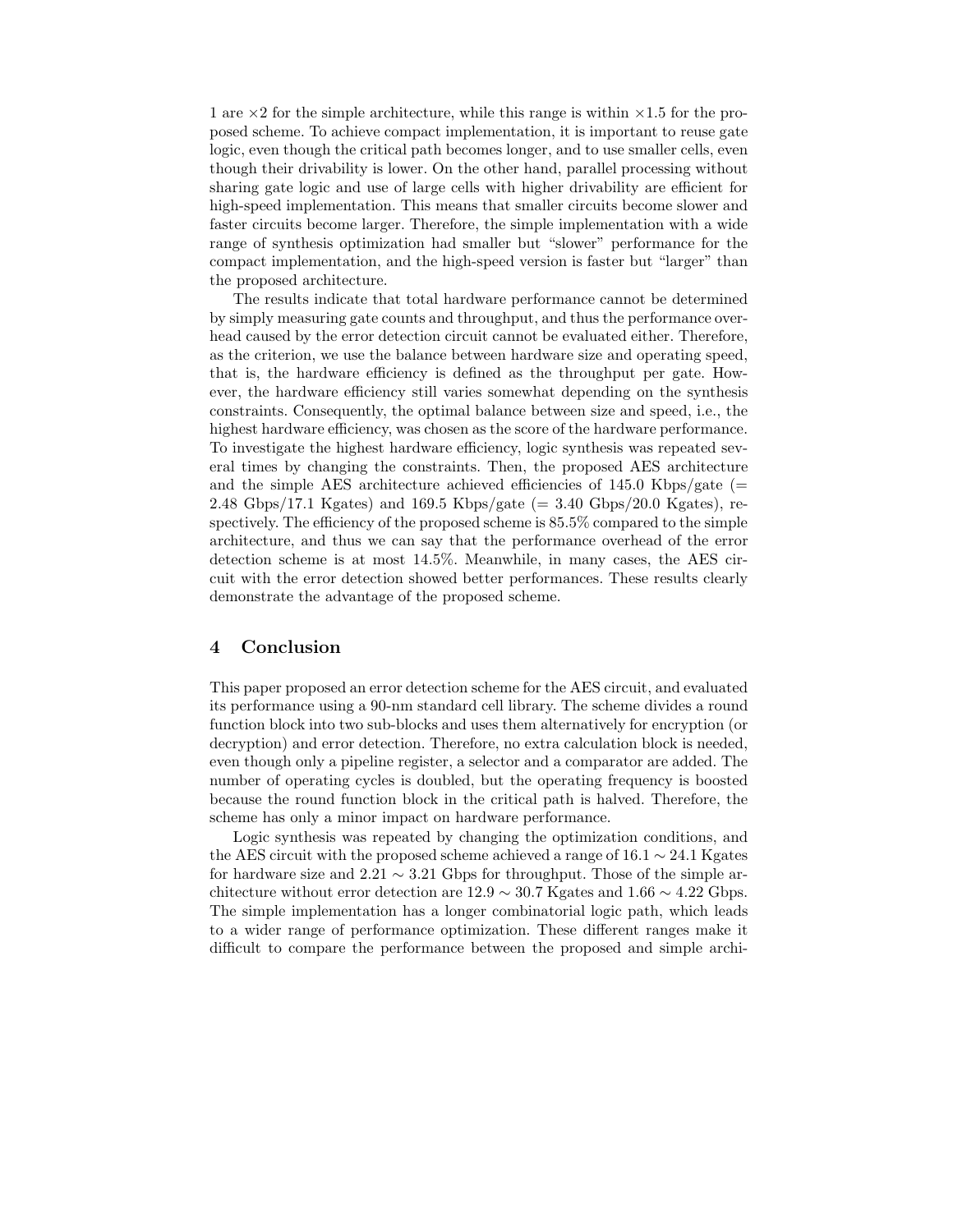1 are $\times 2$ for the simple architecture, while this range is within $\times 1.5$ for the proposed scheme. To achieve compact implementation, it is important to reuse gate logic, even though the critical path becomes longer, and to use smaller cells, even though their drivability is lower. On the other hand, parallel processing without sharing gate logic and use of large cells with higher drivability are efficient for high-speed implementation. This means that smaller circuits become slower and faster circuits become larger. Therefore, the simple implementation with a wide range of synthesis optimization had smaller but "slower" performance for the compact implementation, and the high-speed version is faster but "larger" than the proposed architecture.

The results indicate that total hardware performance cannot be determined by simply measuring gate counts and throughput, and thus the performance overhead caused by the error detection circuit cannot be evaluated either. Therefore, as the criterion, we use the balance between hardware size and operating speed, that is, the hardware efficiency is defined as the throughput per gate. However, the hardware efficiency still varies somewhat depending on the synthesis constraints. Consequently, the optimal balance between size and speed, i.e., the highest hardware efficiency, was chosen as the score of the hardware performance. To investigate the highest hardware efficiency, logic synthesis was repeated several times by changing the constraints. Then, the proposed AES architecture and the simple AES architecture achieved efficiencies of 145.0 Kbps/gate (= 2.48 Gbps/17.1 Kgates) and 169.5 Kbps/gate (= 3.40 Gbps/20.0 Kgates), respectively. The efficiency of the proposed scheme is 85.5% compared to the simple architecture, and thus we can say that the performance overhead of the error detection scheme is at most 14.5%. Meanwhile, in many cases, the AES circuit with the error detection showed better performances. These results clearly demonstrate the advantage of the proposed scheme.

## 4 Conclusion

This paper proposed an error detection scheme for the AES circuit, and evaluated its performance using a 90-nm standard cell library. The scheme divides a round function block into two sub-blocks and uses them alternatively for encryption (or decryption) and error detection. Therefore, no extra calculation block is needed, even though only a pipeline register, a selector and a comparator are added. The number of operating cycles is doubled, but the operating frequency is boosted because the round function block in the critical path is halved. Therefore, the scheme has only a minor impact on hardware performance.

Logic synthesis was repeated by changing the optimization conditions, and the AES circuit with the proposed scheme achieved a range of $16.1 \sim 24.1$ Kgates for hardware size and $2.21 \sim 3.21$ Gbps for throughput. Those of the simple architecture without error detection are $12.9 \sim 30.7$ Kgates and $1.66 \sim 4.22$ Gbps. The simple implementation has a longer combinatorial logic path, which leads to a wider range of performance optimization. These different ranges make it difficult to compare the performance between the proposed and simple archi-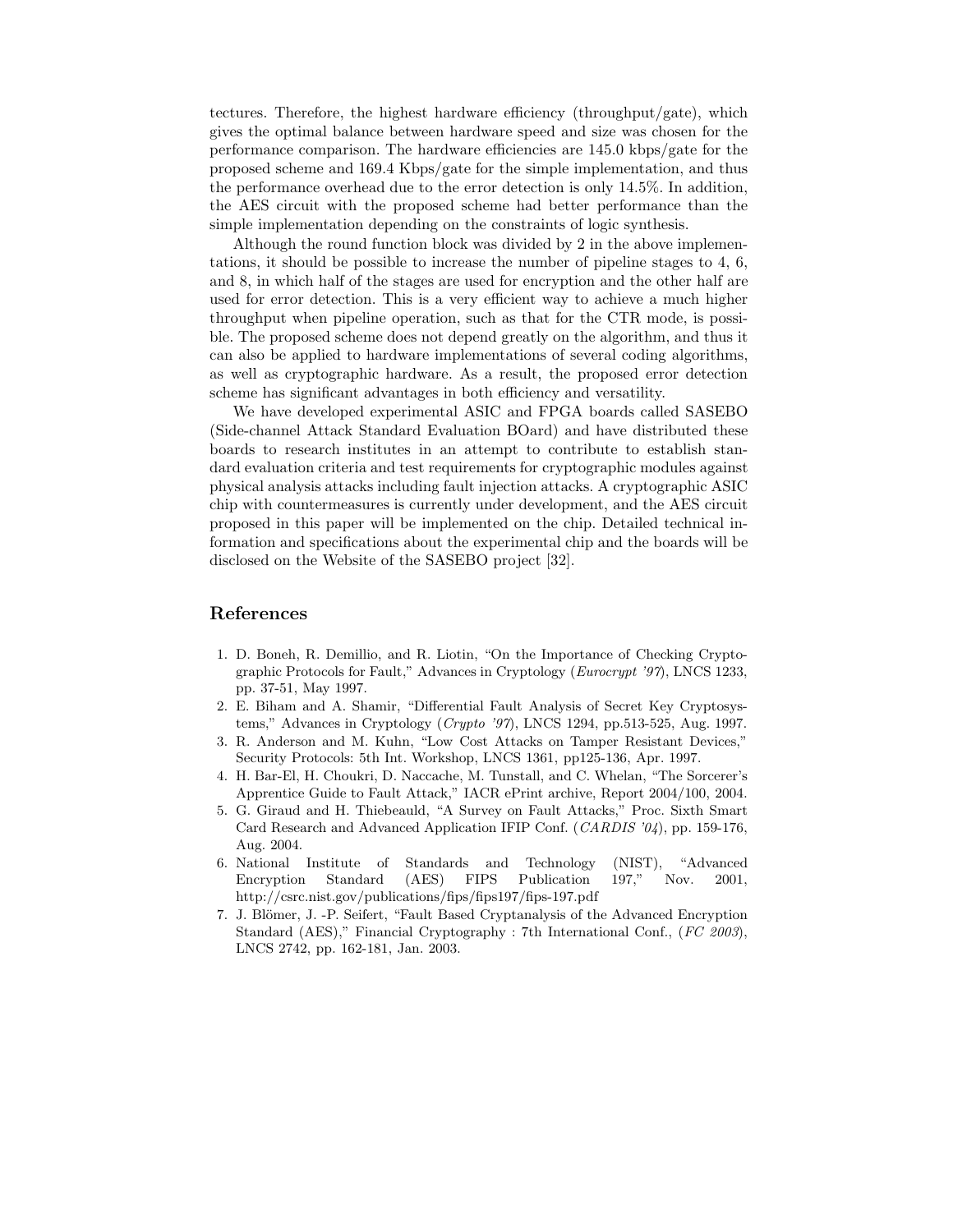tectures. Therefore, the highest hardware efficiency (throughput/gate), which gives the optimal balance between hardware speed and size was chosen for the performance comparison. The hardware efficiencies are 145.0 kbps/gate for the proposed scheme and 169.4 Kbps/gate for the simple implementation, and thus the performance overhead due to the error detection is only 14.5%. In addition, the AES circuit with the proposed scheme had better performance than the simple implementation depending on the constraints of logic synthesis.

Although the round function block was divided by 2 in the above implementations, it should be possible to increase the number of pipeline stages to 4, 6, and 8, in which half of the stages are used for encryption and the other half are used for error detection. This is a very efficient way to achieve a much higher throughput when pipeline operation, such as that for the CTR mode, is possible. The proposed scheme does not depend greatly on the algorithm, and thus it can also be applied to hardware implementations of several coding algorithms, as well as cryptographic hardware. As a result, the proposed error detection scheme has significant advantages in both efficiency and versatility.

We have developed experimental ASIC and FPGA boards called SASEBO (Side-channel Attack Standard Evaluation BOard) and have distributed these boards to research institutes in an attempt to contribute to establish standard evaluation criteria and test requirements for cryptographic modules against physical analysis attacks including fault injection attacks. A cryptographic ASIC chip with countermeasures is currently under development, and the AES circuit proposed in this paper will be implemented on the chip. Detailed technical information and specifications about the experimental chip and the boards will be disclosed on the Website of the SASEBO project [32].

## References

1. D. Boneh, R. Demillio, and R. Liotin, "On the Importance of Checking Cryptographic Protocols for Fault," Advances in Cryptology (*Eurocrypt '97*), LNCS 1233, pp. 37-51, May 1997.
2. E. Biham and A. Shamir, "Differential Fault Analysis of Secret Key Cryptosystems," Advances in Cryptology (*Crypto '97*), LNCS 1294, pp.513-525, Aug. 1997.
3. R. Anderson and M. Kuhn, "Low Cost Attacks on Tamper Resistant Devices," Security Protocols: 5th Int. Workshop, LNCS 1361, pp125-136, Apr. 1997.
4. H. Bar-El, H. Choukri, D. Naccache, M. Tunstall, and C. Whelan, "The Sorcerer's Apprentice Guide to Fault Attack," IACR ePrint archive, Report 2004/100, 2004.
5. G. Giraud and H. Thiebeauld, "A Survey on Fault Attacks," Proc. Sixth Smart Card Research and Advanced Application IFIP Conf. (*CARDIS '04*), pp. 159-176, Aug. 2004.
6. National Institute of Standards and Technology (NIST), "Advanced Encryption Standard (AES) FIPS Publication 197," Nov. 2001, http://csrc.nist.gov/publications/fips/fips197/fips-197.pdf
7. J. Blömer, J. -P. Seifert, "Fault Based Cryptanalysis of the Advanced Encryption Standard (AES)," Financial Cryptography : 7th International Conf., (*FC 2003*), LNCS 2742, pp. 162-181, Jan. 2003.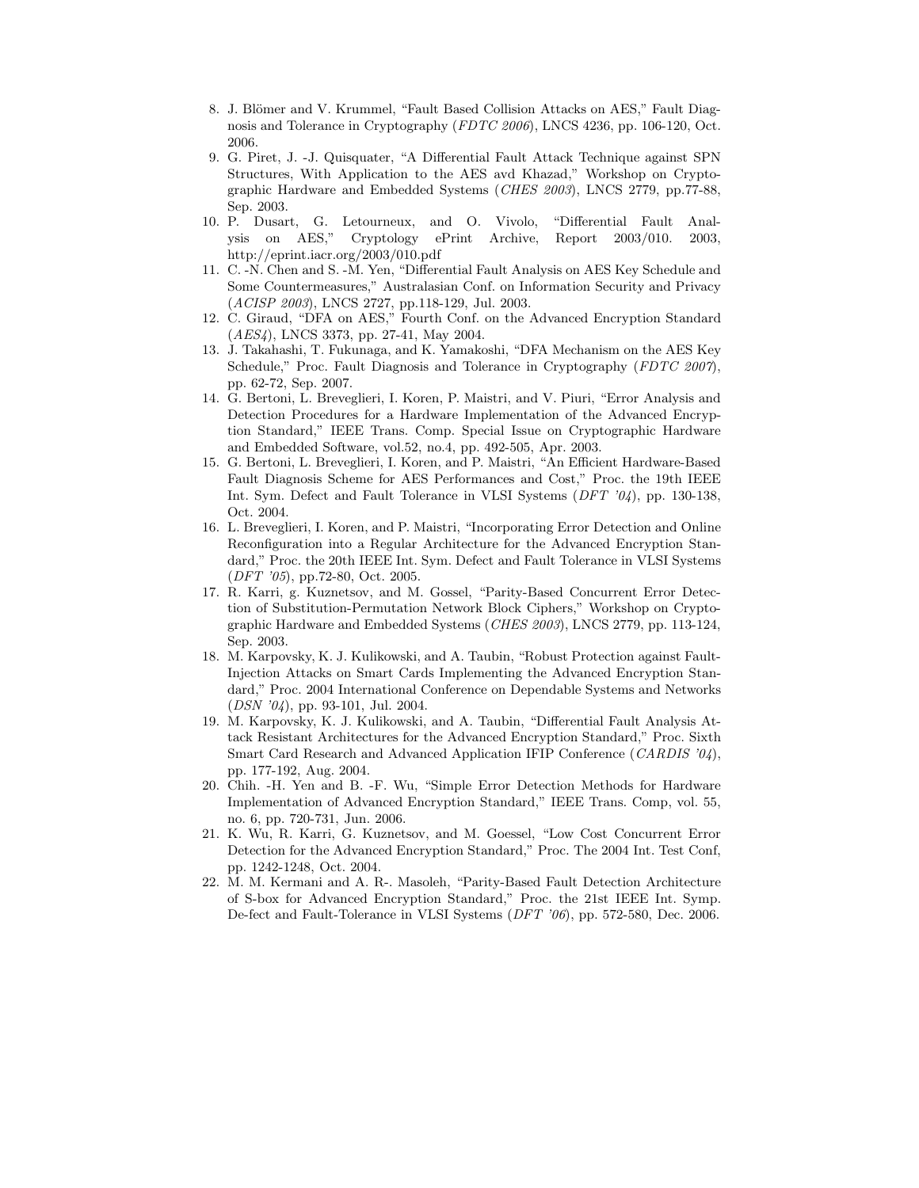8. J. Blömer and V. Krummel, "Fault Based Collision Attacks on AES," Fault Diagnosis and Tolerance in Cryptography (*FDTC 2006*), LNCS 4236, pp. 106-120, Oct. 2006.
9. G. Piret, J. -J. Quisquater, "A Differential Fault Attack Technique against SPN Structures, With Application to the AES avd Khazad," Workshop on Cryptographic Hardware and Embedded Systems (*CHES 2003*), LNCS 2779, pp.77-88, Sep. 2003.
10. P. Dusart, G. Letourneux, and O. Vivolo, "Differential Fault Analysis on AES," Cryptology ePrint Archive, Report 2003/010. 2003, http://eprint.iacr.org/2003/010.pdf
11. C. -N. Chen and S. -M. Yen, "Differential Fault Analysis on AES Key Schedule and Some Countermeasures," Australasian Conf. on Information Security and Privacy (*ACISP 2003*), LNCS 2727, pp.118-129, Jul. 2003.
12. C. Giraud, "DFA on AES," Fourth Conf. on the Advanced Encryption Standard (*AES4*), LNCS 3373, pp. 27-41, May 2004.
13. J. Takahashi, T. Fukunaga, and K. Yamakoshi, "DFA Mechanism on the AES Key Schedule," Proc. Fault Diagnosis and Tolerance in Cryptography (*FDTC 2007*), pp. 62-72, Sep. 2007.
14. G. Bertoni, L. Breveglieri, I. Koren, P. Maistri, and V. Piuri, "Error Analysis and Detection Procedures for a Hardware Implementation of the Advanced Encryption Standard," IEEE Trans. Comp. Special Issue on Cryptographic Hardware and Embedded Software, vol.52, no.4, pp. 492-505, Apr. 2003.
15. G. Bertoni, L. Breveglieri, I. Koren, and P. Maistri, "An Efficient Hardware-Based Fault Diagnosis Scheme for AES Performances and Cost," Proc. the 19th IEEE Int. Sym. Defect and Fault Tolerance in VLSI Systems (*DFT '04*), pp. 130-138, Oct. 2004.
16. L. Breveglieri, I. Koren, and P. Maistri, "Incorporating Error Detection and Online Reconfiguration into a Regular Architecture for the Advanced Encryption Standard," Proc. the 20th IEEE Int. Sym. Defect and Fault Tolerance in VLSI Systems (*DFT '05*), pp.72-80, Oct. 2005.
17. R. Karri, g. Kuznetsov, and M. Gossel, "Parity-Based Concurrent Error Detection of Substitution-Permutation Network Block Ciphers," Workshop on Cryptographic Hardware and Embedded Systems (*CHES 2003*), LNCS 2779, pp. 113-124, Sep. 2003.
18. M. Karpovsky, K. J. Kulikowski, and A. Taubin, "Robust Protection against Fault-Injection Attacks on Smart Cards Implementing the Advanced Encryption Standard," Proc. 2004 International Conference on Dependable Systems and Networks (*DSN '04*), pp. 93-101, Jul. 2004.
19. M. Karpovsky, K. J. Kulikowski, and A. Taubin, "Differential Fault Analysis Attack Resistant Architectures for the Advanced Encryption Standard," Proc. Sixth Smart Card Research and Advanced Application IFIP Conference (*CARDIS '04*), pp. 177-192, Aug. 2004.
20. Chih. -H. Yen and B. -F. Wu, "Simple Error Detection Methods for Hardware Implementation of Advanced Encryption Standard," IEEE Trans. Comp, vol. 55, no. 6, pp. 720-731, Jun. 2006.
21. K. Wu, R. Karri, G. Kuznetsov, and M. Goessel, "Low Cost Concurrent Error Detection for the Advanced Encryption Standard," Proc. The 2004 Int. Test Conf, pp. 1242-1248, Oct. 2004.
22. M. M. Kermani and A. R-. Masoleh, "Parity-Based Fault Detection Architecture of S-box for Advanced Encryption Standard," Proc. the 21st IEEE Int. Symp. De-fect and Fault-Tolerance in VLSI Systems (*DFT '06*), pp. 572-580, Dec. 2006.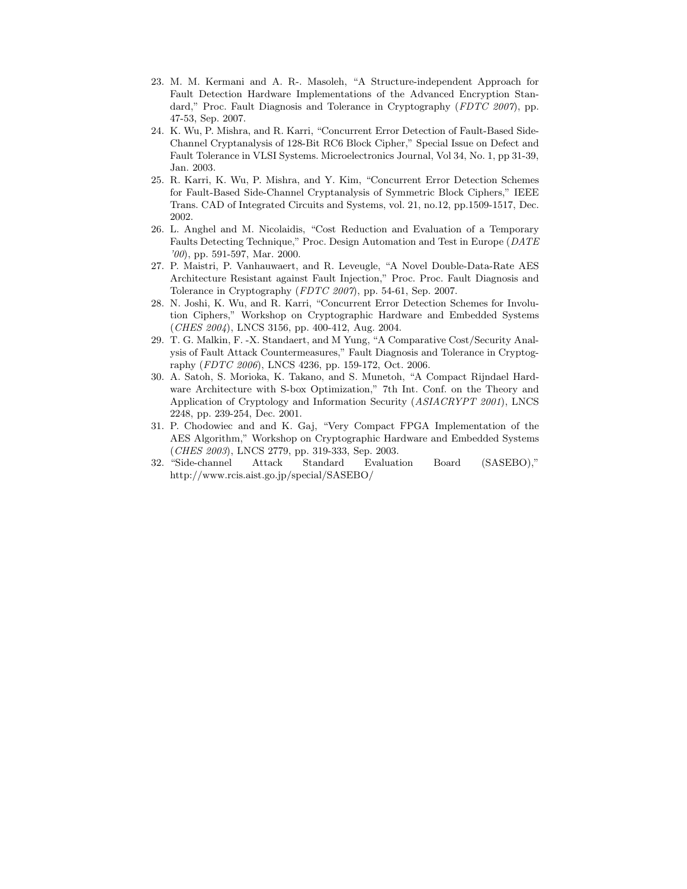23. M. M. Kermani and A. R-. Masoleh, "A Structure-independent Approach for Fault Detection Hardware Implementations of the Advanced Encryption Standard," Proc. Fault Diagnosis and Tolerance in Cryptography (*FDTC 2007*), pp. 47-53, Sep. 2007.
24. K. Wu, P. Mishra, and R. Karri, "Concurrent Error Detection of Fault-Based Side-Channel Cryptanalysis of 128-Bit RC6 Block Cipher," Special Issue on Defect and Fault Tolerance in VLSI Systems. Microelectronics Journal, Vol 34, No. 1, pp 31-39, Jan. 2003.
25. R. Karri, K. Wu, P. Mishra, and Y. Kim, "Concurrent Error Detection Schemes for Fault-Based Side-Channel Cryptanalysis of Symmetric Block Ciphers," IEEE Trans. CAD of Integrated Circuits and Systems, vol. 21, no.12, pp.1509-1517, Dec. 2002.
26. L. Anghel and M. Nicolaidis, "Cost Reduction and Evaluation of a Temporary Faults Detecting Technique," Proc. Design Automation and Test in Europe (*DATE '00*), pp. 591-597, Mar. 2000.
27. P. Maistri, P. Vanhauwaert, and R. Leveugle, "A Novel Double-Data-Rate AES Architecture Resistant against Fault Injection," Proc. Proc. Fault Diagnosis and Tolerance in Cryptography (*FDTC 2007*), pp. 54-61, Sep. 2007.
28. N. Joshi, K. Wu, and R. Karri, "Concurrent Error Detection Schemes for Involution Ciphers," Workshop on Cryptographic Hardware and Embedded Systems (*CHES 2004*), LNCS 3156, pp. 400-412, Aug. 2004.
29. T. G. Malkin, F. -X. Standaert, and M Yung, "A Comparative Cost/Security Analysis of Fault Attack Countermeasures," Fault Diagnosis and Tolerance in Cryptography (*FDTC 2006*), LNCS 4236, pp. 159-172, Oct. 2006.
30. A. Satoh, S. Morioka, K. Takano, and S. Munetoh, "A Compact Rijndael Hardware Architecture with S-box Optimization," 7th Int. Conf. on the Theory and Application of Cryptology and Information Security (*ASIACRYPT 2001*), LNCS 2248, pp. 239-254, Dec. 2001.
31. P. Chodowiec and and K. Gaj, "Very Compact FPGA Implementation of the AES Algorithm," Workshop on Cryptographic Hardware and Embedded Systems (*CHES 2003*), LNCS 2779, pp. 319-333, Sep. 2003.
32. "Side-channel Attack Standard Evaluation Board (SASEBO)," http://www.rcis.aist.go.jp/special/SASEBO/